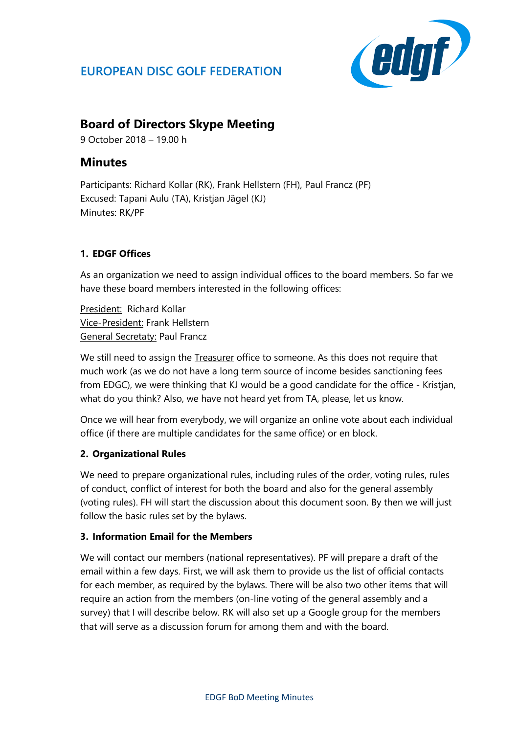# EUROPEAN DISC GOLF FEDERATION

## Board of Directors Skype Meeting

9 October 2018 – 19.00 h

## Minutes

Participants: Richard Kollar (RK), Frank Hellstern (FH), Paul Francz (PF)
Excused: Tapani Aulu (TA), Kristjan Jägel (KJ)
Minutes: RK/PF

### 1. EDGF Offices

As an organization we need to assign individual offices to the board members. So far we have these board members interested in the following offices:

President: Richard Kollar
Vice-President: Frank Hellstern
General Secretaty: Paul Francz

We still need to assign the Treasurer office to someone. As this does not require that much work (as we do not have a long term source of income besides sanctioning fees from EDGC), we were thinking that KJ would be a good candidate for the office - Kristjan, what do you think? Also, we have not heard yet from TA, please, let us know.

Once we will hear from everybody, we will organize an online vote about each individual office (if there are multiple candidates for the same office) or en block.

### 2. Organizational Rules

We need to prepare organizational rules, including rules of the order, voting rules, rules of conduct, conflict of interest for both the board and also for the general assembly (voting rules). FH will start the discussion about this document soon. By then we will just follow the basic rules set by the bylaws.

### 3. Information Email for the Members

We will contact our members (national representatives). PF will prepare a draft of the email within a few days. First, we will ask them to provide us the list of official contacts for each member, as required by the bylaws. There will be also two other items that will require an action from the members (on-line voting of the general assembly and a survey) that I will describe below. RK will also set up a Google group for the members that will serve as a discussion forum for among them and with the board.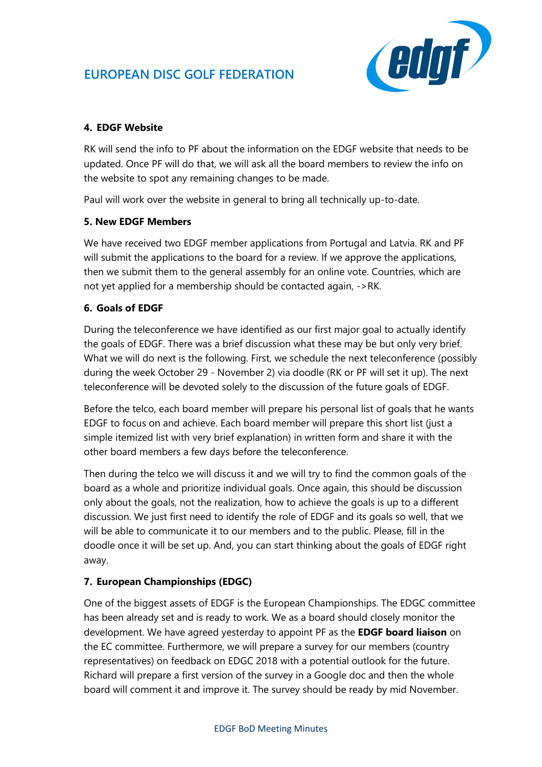## 4. EDGF Website

RK will send the info to PF about the information on the EDGF website that needs to be updated. Once PF will do that, we will ask all the board members to review the info on the website to spot any remaining changes to be made.

Paul will work over the website in general to bring all technically up-to-date.

## 5. New EDGF Members

We have received two EDGF member applications from Portugal and Latvia. RK and PF will submit the applications to the board for a review. If we approve the applications, then we submit them to the general assembly for an online vote. Countries, which are not yet applied for a membership should be contacted again, ->RK.

## 6. Goals of EDGF

During the teleconference we have identified as our first major goal to actually identify the goals of EDGF. There was a brief discussion what these may be but only very brief. What we will do next is the following. First, we schedule the next teleconference (possibly during the week October 29 - November 2) via doodle (RK or PF will set it up). The next teleconference will be devoted solely to the discussion of the future goals of EDGF.

Before the telco, each board member will prepare his personal list of goals that he wants EDGF to focus on and achieve. Each board member will prepare this short list (just a simple itemized list with very brief explanation) in written form and share it with the other board members a few days before the teleconference.

Then during the telco we will discuss it and we will try to find the common goals of the board as a whole and prioritize individual goals. Once again, this should be discussion only about the goals, not the realization, how to achieve the goals is up to a different discussion. We just first need to identify the role of EDGF and its goals so well, that we will be able to communicate it to our members and to the public. Please, fill in the doodle once it will be set up. And, you can start thinking about the goals of EDGF right away.

## 7. European Championships (EDGC)

One of the biggest assets of EDGF is the European Championships. The EDGC committee has been already set and is ready to work. We as a board should closely monitor the development. We have agreed yesterday to appoint PF as the **EDGF board liaison** on the EC committee. Furthermore, we will prepare a survey for our members (country representatives) on feedback on EDGC 2018 with a potential outlook for the future. Richard will prepare a first version of the survey in a Google doc and then the whole board will comment it and improve it. The survey should be ready by mid November.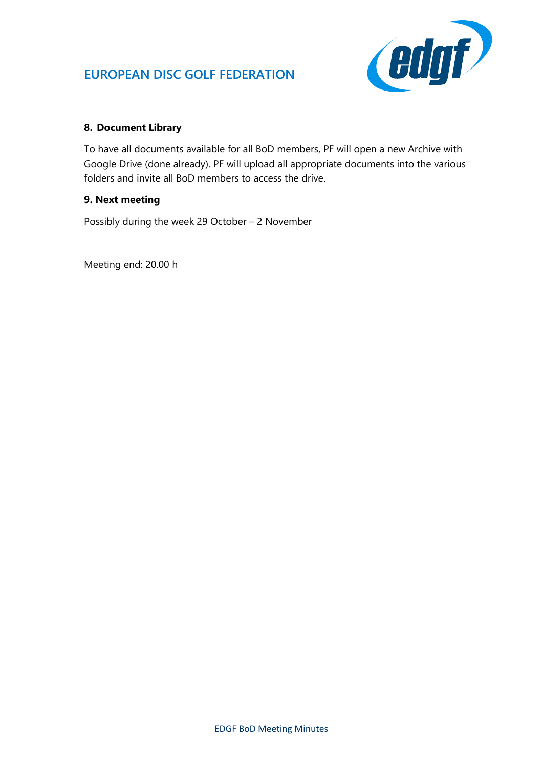## 8. Document Library

To have all documents available for all BoD members, PF will open a new Archive with Google Drive (done already). PF will upload all appropriate documents into the various folders and invite all BoD members to access the drive.

## 9. Next meeting

Possibly during the week 29 October – 2 November

Meeting end: 20.00 h